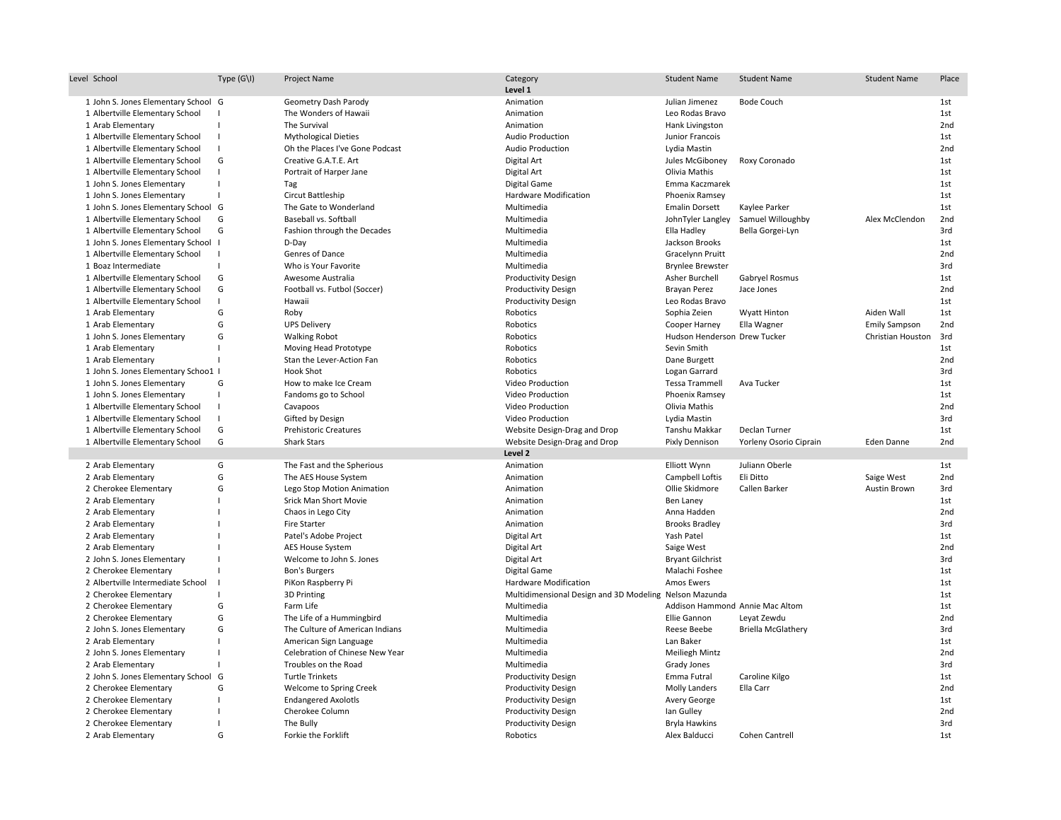| Level | School | Type (G\I) | Project Name | Category | Student Name | Student Name | Student Name | Place |
|---|---|---|---|---|---|---|---|---|
| | | | | **Level 1** | | | | |
| 1 | John S. Jones Elementary School | G | Geometry Dash Parody | Animation | Julian Jimenez | Bode Couch | | 1st |
| 1 | Albertville Elementary School | I | The Wonders of Hawaii | Animation | Leo Rodas Bravo | | | 1st |
| 1 | Arab Elementary | I | The Survival | Animation | Hank Livingston | | | 2nd |
| 1 | Albertville Elementary School | I | Mythological Dieties | Audio Production | Junior Francois | | | 1st |
| 1 | Albertville Elementary School | I | Oh the Places I've Gone Podcast | Audio Production | Lydia Mastin | | | 2nd |
| 1 | Albertville Elementary School | G | Creative G.A.T.E. Art | Digital Art | Jules McGiboney | Roxy Coronado | | 1st |
| 1 | Albertville Elementary School | I | Portrait of Harper Jane | Digital Art | Olivia Mathis | | | 1st |
| 1 | John S. Jones Elementary | I | Tag | Digital Game | Emma Kaczmarek | | | 1st |
| 1 | John S. Jones Elementary | I | Circut Battleship | Hardware Modification | Phoenix Ramsey | | | 1st |
| 1 | John S. Jones Elementary School | G | The Gate to Wonderland | Multimedia | Emalin Dorsett | Kaylee Parker | | 1st |
| 1 | Albertville Elementary School | G | Baseball vs. Softball | Multimedia | JohnTyler Langley | Samuel Willoughby | Alex McClendon | 2nd |
| 1 | Albertville Elementary School | G | Fashion through the Decades | Multimedia | Ella Hadley | Bella Gorgei-Lyn | | 3rd |
| 1 | John S. Jones Elementary School | I | D-Day | Multimedia | Jackson Brooks | | | 1st |
| 1 | Albertville Elementary School | I | Genres of Dance | Multimedia | Gracelynn Pruitt | | | 2nd |
| 1 | Boaz Intermediate | I | Who is Your Favorite | Multimedia | Brynlee Brewster | | | 3rd |
| 1 | Albertville Elementary School | G | Awesome Australia | Productivity Design | Asher Burchell | Gabryel Rosmus | | 1st |
| 1 | Albertville Elementary School | G | Football vs. Futbol (Soccer) | Productivity Design | Brayan Perez | Jace Jones | | 2nd |
| 1 | Albertville Elementary School | I | Hawaii | Productivity Design | Leo Rodas Bravo | | | 1st |
| 1 | Arab Elementary | G | Roby | Robotics | Sophia Zeien | Wyatt Hinton | Aiden Wall | 1st |
| 1 | Arab Elementary | G | UPS Delivery | Robotics | Cooper Harney | Ella Wagner | Emily Sampson | 2nd |
| 1 | John S. Jones Elementary | G | Walking Robot | Robotics | Hudson Henderson | Drew Tucker | Christian Houston | 3rd |
| 1 | Arab Elementary | I | Moving Head Prototype | Robotics | Sevin Smith | | | 1st |
| 1 | Arab Elementary | I | Stan the Lever-Action Fan | Robotics | Dane Burgett | | | 2nd |
| 1 | John S. Jones Elementary Schoo1 | I | Hook Shot | Robotics | Logan Garrard | | | 3rd |
| 1 | John S. Jones Elementary | G | How to make Ice Cream | Video Production | Tessa Trammell | Ava Tucker | | 1st |
| 1 | John S. Jones Elementary | I | Fandoms go to School | Video Production | Phoenix Ramsey | | | 1st |
| 1 | Albertville Elementary School | I | Cavapoos | Video Production | Olivia Mathis | | | 2nd |
| 1 | Albertville Elementary School | I | Gifted by Design | Video Production | Lydia Mastin | | | 3rd |
| 1 | Albertville Elementary School | G | Prehistoric Creatures | Website Design-Drag and Drop | Tanshu Makkar | Declan Turner | | 1st |
| 1 | Albertville Elementary School | G | Shark Stars | Website Design-Drag and Drop | Pixly Dennison | Yorleny Osorio Ciprain | Eden Danne | 2nd |
| | | | | **Level 2** | | | | |
| 2 | Arab Elementary | G | The Fast and the Spherious | Animation | Elliott Wynn | Juliann Oberle | | 1st |
| 2 | Arab Elementary | G | The AES House System | Animation | Campbell Loftis | Eli Ditto | Saige West | 2nd |
| 2 | Cherokee Elementary | G | Lego Stop Motion Animation | Animation | Ollie Skidmore | Callen Barker | Austin Brown | 3rd |
| 2 | Arab Elementary | I | Srick Man Short Movie | Animation | Ben Laney | | | 1st |
| 2 | Arab Elementary | I | Chaos in Lego City | Animation | Anna Hadden | | | 2nd |
| 2 | Arab Elementary | I | Fire Starter | Animation | Brooks Bradley | | | 3rd |
| 2 | Arab Elementary | I | Patel's Adobe Project | Digital Art | Yash Patel | | | 1st |
| 2 | Arab Elementary | I | AES House System | Digital Art | Saige West | | | 2nd |
| 2 | John S. Jones Elementary | I | Welcome to John S. Jones | Digital Art | Bryant Gilchrist | | | 3rd |
| 2 | Cherokee Elementary | I | Bon's Burgers | Digital Game | Malachi Foshee | | | 1st |
| 2 | Albertville Intermediate School | I | PiKon Raspberry Pi | Hardware Modification | Amos Ewers | | | 1st |
| 2 | Cherokee Elementary | I | 3D Printing | Multidimensional Design and 3D Modeling | Nelson Mazunda | | | 1st |
| 2 | Cherokee Elementary | G | Farm Life | Multimedia | Addison Hammond | Annie Mac Altom | | 1st |
| 2 | Cherokee Elementary | G | The Life of a Hummingbird | Multimedia | Ellie Gannon | Leyat Zewdu | | 2nd |
| 2 | John S. Jones Elementary | G | The Culture of American Indians | Multimedia | Reese Beebe | Briella McGlathery | | 3rd |
| 2 | Arab Elementary | I | American Sign Language | Multimedia | Lan Baker | | | 1st |
| 2 | John S. Jones Elementary | I | Celebration of Chinese New Year | Multimedia | Meiliegh Mintz | | | 2nd |
| 2 | Arab Elementary | I | Troubles on the Road | Multimedia | Grady Jones | | | 3rd |
| 2 | John S. Jones Elementary School | G | Turtle Trinkets | Productivity Design | Emma Futral | Caroline Kilgo | | 1st |
| 2 | Cherokee Elementary | G | Welcome to Spring Creek | Productivity Design | Molly Landers | Ella Carr | | 2nd |
| 2 | Cherokee Elementary | I | Endangered Axolotls | Productivity Design | Avery George | | | 1st |
| 2 | Cherokee Elementary | I | Cherokee Column | Productivity Design | Ian Gulley | | | 2nd |
| 2 | Cherokee Elementary | I | The Bully | Productivity Design | Bryla Hawkins | | | 3rd |
| 2 | Arab Elementary | G | Forkie the Forklift | Robotics | Alex Balducci | Cohen Cantrell | | 1st |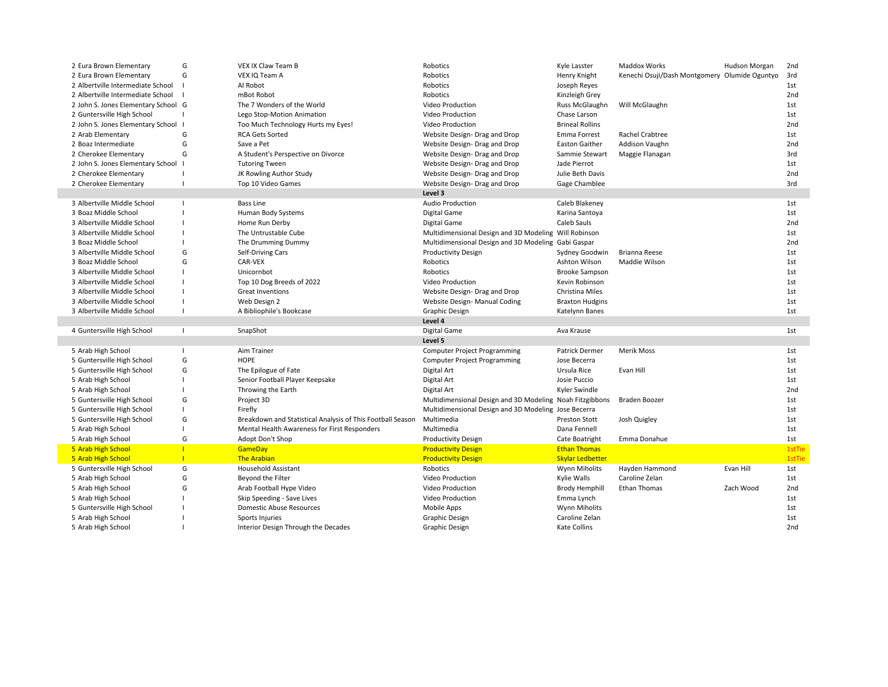| | | | | | | | | |
|---|---|---|---|---|---|---|---|---|
| 2 | Eura Brown Elementary | G | VEX IX Claw Team B | Robotics | Kyle Lasster | Maddox Works | Hudson Morgan | 2nd |
| 2 | Eura Brown Elementary | G | VEX IQ Team A | Robotics | Henry Knight | Kenechi Osuji/Dash Montgomery | Olumide Oguntyo | 3rd |
| 2 | Albertville Intermediate School | I | AI Robot | Robotics | Joseph Reyes | | | 1st |
| 2 | Albertville Intermediate School | I | mBot Robot | Robotics | Kinzleigh Grey | | | 2nd |
| 2 | John S. Jones Elementary School | G | The 7 Wonders of the World | Video Production | Russ McGlaughn | Will McGlaughn | | 1st |
| 2 | Guntersville High School | I | Lego Stop-Motion Animation | Video Production | Chase Larson | | | 1st |
| 2 | John S. Jones Elementary School | I | Too Much Technology Hurts my Eyes! | Video Production | Brineal Rollins | | | 2nd |
| 2 | Arab Elementary | G | RCA Gets Sorted | Website Design- Drag and Drop | Emma Forrest | Rachel Crabtree | | 1st |
| 2 | Boaz Intermediate | G | Save a Pet | Website Design- Drag and Drop | Easton Gaither | Addison Vaughn | | 2nd |
| 2 | Cherokee Elementary | G | A Student's Perspective on Divorce | Website Design- Drag and Drop | Sammie Stewart | Maggie Flanagan | | 3rd |
| 2 | John S. Jones Elementary School | I | Tutoring Tween | Website Design- Drag and Drop | Jade Pierrot | | | 1st |
| 2 | Cherokee Elementary | I | JK Rowling Author Study | Website Design- Drag and Drop | Julie Beth Davis | | | 2nd |
| 2 | Cherokee Elementary | I | Top 10 Video Games | Website Design- Drag and Drop | Gage Chamblee | | | 3rd |
| | | | | **Level 3** | | | | |
| 3 | Albertville Middle School | I | Bass Line | Audio Production | Caleb Blakeney | | | 1st |
| 3 | Boaz Middle School | I | Human Body Systems | Digital Game | Karina Santoya | | | 1st |
| 3 | Albertville Middle School | I | Home Run Derby | Digital Game | Caleb Sauls | | | 2nd |
| 3 | Albertville Middle School | I | The Untrustable Cube | Multidimensional Design and 3D Modeling | Will Robinson | | | 1st |
| 3 | Boaz Middle School | I | The Drumming Dummy | Multidimensional Design and 3D Modeling | Gabi Gaspar | | | 2nd |
| 3 | Albertville Middle School | G | Self-Driving Cars | Productivity Design | Sydney Goodwin | Brianna Reese | | 1st |
| 3 | Boaz Middle School | G | CAR-VEX | Robotics | Ashton Wilson | Maddie Wilson | | 1st |
| 3 | Albertville Middle School | I | Unicornbot | Robotics | Brooke Sampson | | | 1st |
| 3 | Albertville Middle School | I | Top 10 Dog Breeds of 2022 | Video Production | Kevin Robinson | | | 1st |
| 3 | Albertville Middle School | I | Great Inventions | Website Design- Drag and Drop | Christina Miles | | | 1st |
| 3 | Albertville Middle School | I | Web Design 2 | Website Design- Manual Coding | Braxton Hudgins | | | 1st |
| 3 | Albertville Middle School | I | A Bibliophile's Bookcase | Graphic Design | Katelynn Banes | | | 1st |
| | | | | **Level 4** | | | | |
| 4 | Guntersville High School | I | SnapShot | Digital Game | Ava Krause | | | 1st |
| | | | | **Level 5** | | | | |
| 5 | Arab High School | I | Aim Trainer | Computer Project Programming | Patrick Dermer | Merik Moss | | 1st |
| 5 | Guntersville High School | G | HOPE | Computer Project Programming | Jose Becerra | | | 1st |
| 5 | Guntersville High School | G | The Epilogue of Fate | Digital Art | Ursula Rice | Evan Hill | | 1st |
| 5 | Arab High School | I | Senior Football Player Keepsake | Digital Art | Josie Puccio | | | 1st |
| 5 | Arab High School | I | Throwing the Earth | Digital Art | Kyler Swindle | | | 2nd |
| 5 | Guntersville High School | G | Project 3D | Multidimensional Design and 3D Modeling | Noah Fitzgibbons | Braden Boozer | | 1st |
| 5 | Guntersville High School | I | Firefly | Multidimensional Design and 3D Modeling | Jose Becerra | | | 1st |
| 5 | Guntersville High School | G | Breakdown and Statistical Analysis of This Football Season | Multimedia | Preston Stott | Josh Quigley | | 1st |
| 5 | Arab High School | I | Mental Health Awareness for First Responders | Multimedia | Dana Fennell | | | 1st |
| 5 | Arab High School | G | Adopt Don't Shop | Productivity Design | Cate Boatright | Emma Donahue | | 1st |
| 5 | Arab High School | I | GameDay | Productivity Design | Ethan Thomas | | | 1stTie |
| 5 | Arab High School | I | The Arabian | Productivity Design | Skylar Ledbetter | | | 1stTie |
| 5 | Guntersville High School | G | Household Assistant | Robotics | Wynn Miholits | Hayden Hammond | Evan Hill | 1st |
| 5 | Arab High School | G | Beyond the Filter | Video Production | Kylie Walls | Caroline Zelan | | 1st |
| 5 | Arab High School | G | Arab Football Hype Video | Video Production | Brody Hemphill | Ethan Thomas | Zach Wood | 2nd |
| 5 | Arab High School | I | Skip Speeding - Save Lives | Video Production | Emma Lynch | | | 1st |
| 5 | Guntersville High School | I | Domestic Abuse Resources | Mobile Apps | Wynn Miholits | | | 1st |
| 5 | Arab High School | I | Sports Injuries | Graphic Design | Caroline Zelan | | | 1st |
| 5 | Arab High School | I | Interior Design Through the Decades | Graphic Design | Kate Collins | | | 2nd |